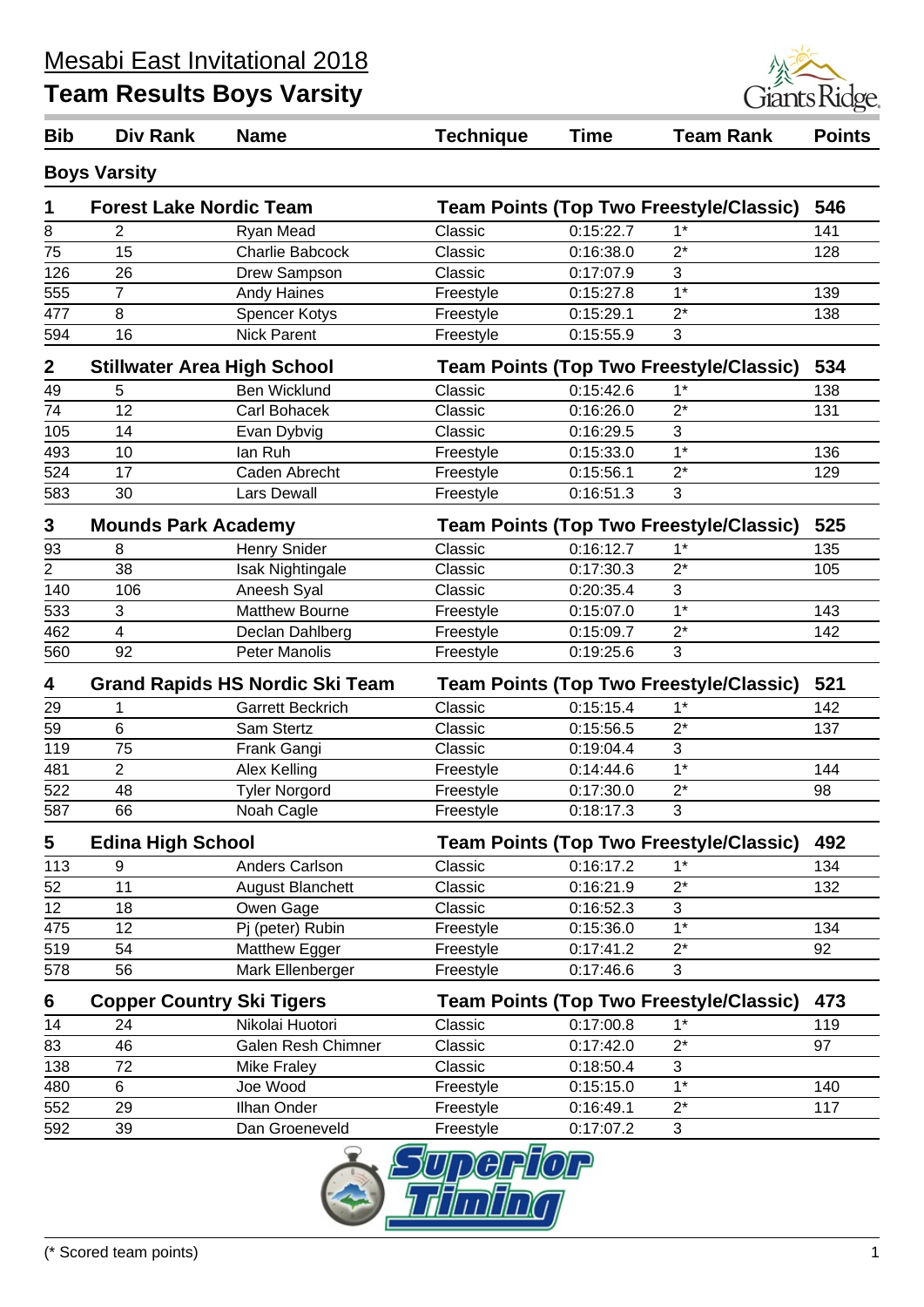# Mesabi East Invitational 2018

## Team Results Boys Varsity

| Bib | Div Rank | Name | Technique | Time | Team Rank | Points |
|---|---|---|---|---|---|---|
| **Boys Varsity** | | | | | | |
| **1** | **Forest Lake Nordic Team** | | **Team Points (Top Two Freestyle/Classic)** | | | **546** |
| 8 | 2 | Ryan Mead | Classic | 0:15:22.7 | 1* | 141 |
| 75 | 15 | Charlie Babcock | Classic | 0:16:38.0 | 2* | 128 |
| 126 | 26 | Drew Sampson | Classic | 0:17:07.9 | 3 | |
| 555 | 7 | Andy Haines | Freestyle | 0:15:27.8 | 1* | 139 |
| 477 | 8 | Spencer Kotys | Freestyle | 0:15:29.1 | 2* | 138 |
| 594 | 16 | Nick Parent | Freestyle | 0:15:55.9 | 3 | |
| **2** | **Stillwater Area High School** | | **Team Points (Top Two Freestyle/Classic)** | | | **534** |
| 49 | 5 | Ben Wicklund | Classic | 0:15:42.6 | 1* | 138 |
| 74 | 12 | Carl Bohacek | Classic | 0:16:26.0 | 2* | 131 |
| 105 | 14 | Evan Dybvig | Classic | 0:16:29.5 | 3 | |
| 493 | 10 | Ian Ruh | Freestyle | 0:15:33.0 | 1* | 136 |
| 524 | 17 | Caden Abrecht | Freestyle | 0:15:56.1 | 2* | 129 |
| 583 | 30 | Lars Dewall | Freestyle | 0:16:51.3 | 3 | |
| **3** | **Mounds Park Academy** | | **Team Points (Top Two Freestyle/Classic)** | | | **525** |
| 93 | 8 | Henry Snider | Classic | 0:16:12.7 | 1* | 135 |
| 2 | 38 | Isak Nightingale | Classic | 0:17:30.3 | 2* | 105 |
| 140 | 106 | Aneesh Syal | Classic | 0:20:35.4 | 3 | |
| 533 | 3 | Matthew Bourne | Freestyle | 0:15:07.0 | 1* | 143 |
| 462 | 4 | Declan Dahlberg | Freestyle | 0:15:09.7 | 2* | 142 |
| 560 | 92 | Peter Manolis | Freestyle | 0:19:25.6 | 3 | |
| **4** | **Grand Rapids HS Nordic Ski Team** | | **Team Points (Top Two Freestyle/Classic)** | | | **521** |
| 29 | 1 | Garrett Beckrich | Classic | 0:15:15.4 | 1* | 142 |
| 59 | 6 | Sam Stertz | Classic | 0:15:56.5 | 2* | 137 |
| 119 | 75 | Frank Gangi | Classic | 0:19:04.4 | 3 | |
| 481 | 2 | Alex Kelling | Freestyle | 0:14:44.6 | 1* | 144 |
| 522 | 48 | Tyler Norgord | Freestyle | 0:17:30.0 | 2* | 98 |
| 587 | 66 | Noah Cagle | Freestyle | 0:18:17.3 | 3 | |
| **5** | **Edina High School** | | **Team Points (Top Two Freestyle/Classic)** | | | **492** |
| 113 | 9 | Anders Carlson | Classic | 0:16:17.2 | 1* | 134 |
| 52 | 11 | August Blanchett | Classic | 0:16:21.9 | 2* | 132 |
| 12 | 18 | Owen Gage | Classic | 0:16:52.3 | 3 | |
| 475 | 12 | Pj (peter) Rubin | Freestyle | 0:15:36.0 | 1* | 134 |
| 519 | 54 | Matthew Egger | Freestyle | 0:17:41.2 | 2* | 92 |
| 578 | 56 | Mark Ellenberger | Freestyle | 0:17:46.6 | 3 | |
| **6** | **Copper Country Ski Tigers** | | **Team Points (Top Two Freestyle/Classic)** | | | **473** |
| 14 | 24 | Nikolai Huotori | Classic | 0:17:00.8 | 1* | 119 |
| 83 | 46 | Galen Resh Chimner | Classic | 0:17:42.0 | 2* | 97 |
| 138 | 72 | Mike Fraley | Classic | 0:18:50.4 | 3 | |
| 480 | 6 | Joe Wood | Freestyle | 0:15:15.0 | 1* | 140 |
| 552 | 29 | Ilhan Onder | Freestyle | 0:16:49.1 | 2* | 117 |
| 592 | 39 | Dan Groeneveld | Freestyle | 0:17:07.2 | 3 | |

(* Scored team points)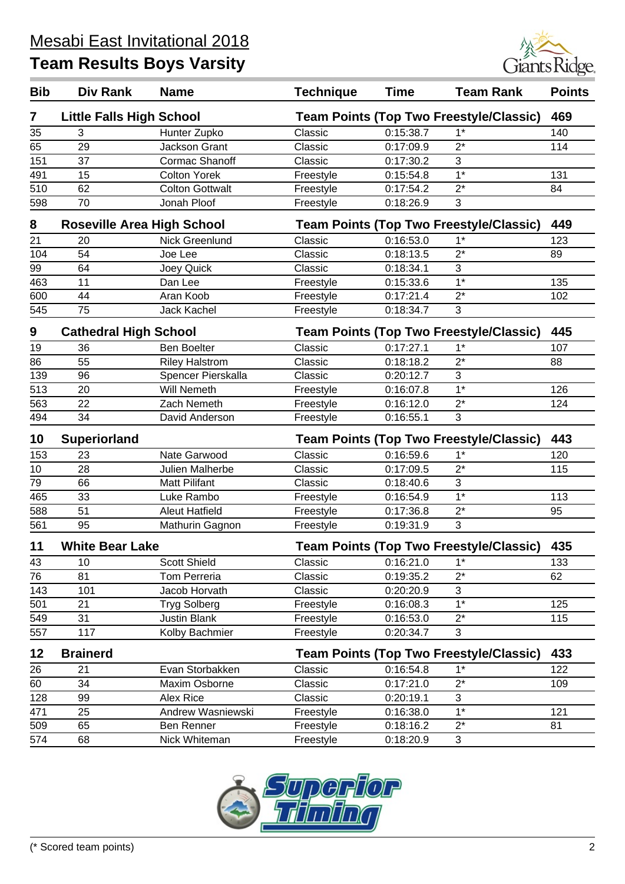# Mesabi East Invitational 2018

## Team Results Boys Varsity

| Bib | Div Rank | Name | Technique | Time | Team Rank | Points |
|---|---|---|---|---|---|---|
| **7** | **Little Falls High School** | | **Team Points (Top Two Freestyle/Classic)** | | | **469** |
| 35 | 3 | Hunter Zupko | Classic | 0:15:38.7 | 1* | 140 |
| 65 | 29 | Jackson Grant | Classic | 0:17:09.9 | 2* | 114 |
| 151 | 37 | Cormac Shanoff | Classic | 0:17:30.2 | 3 | |
| 491 | 15 | Colton Yorek | Freestyle | 0:15:54.8 | 1* | 131 |
| 510 | 62 | Colton Gottwalt | Freestyle | 0:17:54.2 | 2* | 84 |
| 598 | 70 | Jonah Ploof | Freestyle | 0:18:26.9 | 3 | |
| **8** | **Roseville Area High School** | | **Team Points (Top Two Freestyle/Classic)** | | | **449** |
| 21 | 20 | Nick Greenlund | Classic | 0:16:53.0 | 1* | 123 |
| 104 | 54 | Joe Lee | Classic | 0:18:13.5 | 2* | 89 |
| 99 | 64 | Joey Quick | Classic | 0:18:34.1 | 3 | |
| 463 | 11 | Dan Lee | Freestyle | 0:15:33.6 | 1* | 135 |
| 600 | 44 | Aran Koob | Freestyle | 0:17:21.4 | 2* | 102 |
| 545 | 75 | Jack Kachel | Freestyle | 0:18:34.7 | 3 | |
| **9** | **Cathedral High School** | | **Team Points (Top Two Freestyle/Classic)** | | | **445** |
| 19 | 36 | Ben Boelter | Classic | 0:17:27.1 | 1* | 107 |
| 86 | 55 | Riley Halstrom | Classic | 0:18:18.2 | 2* | 88 |
| 139 | 96 | Spencer Pierskalla | Classic | 0:20:12.7 | 3 | |
| 513 | 20 | Will Nemeth | Freestyle | 0:16:07.8 | 1* | 126 |
| 563 | 22 | Zach Nemeth | Freestyle | 0:16:12.0 | 2* | 124 |
| 494 | 34 | David Anderson | Freestyle | 0:16:55.1 | 3 | |
| **10** | **Superiorland** | | **Team Points (Top Two Freestyle/Classic)** | | | **443** |
| 153 | 23 | Nate Garwood | Classic | 0:16:59.6 | 1* | 120 |
| 10 | 28 | Julien Malherbe | Classic | 0:17:09.5 | 2* | 115 |
| 79 | 66 | Matt Pilifant | Classic | 0:18:40.6 | 3 | |
| 465 | 33 | Luke Rambo | Freestyle | 0:16:54.9 | 1* | 113 |
| 588 | 51 | Aleut Hatfield | Freestyle | 0:17:36.8 | 2* | 95 |
| 561 | 95 | Mathurin Gagnon | Freestyle | 0:19:31.9 | 3 | |
| **11** | **White Bear Lake** | | **Team Points (Top Two Freestyle/Classic)** | | | **435** |
| 43 | 10 | Scott Shield | Classic | 0:16:21.0 | 1* | 133 |
| 76 | 81 | Tom Perreria | Classic | 0:19:35.2 | 2* | 62 |
| 143 | 101 | Jacob Horvath | Classic | 0:20:20.9 | 3 | |
| 501 | 21 | Tryg Solberg | Freestyle | 0:16:08.3 | 1* | 125 |
| 549 | 31 | Justin Blank | Freestyle | 0:16:53.0 | 2* | 115 |
| 557 | 117 | Kolby Bachmier | Freestyle | 0:20:34.7 | 3 | |
| **12** | **Brainerd** | | **Team Points (Top Two Freestyle/Classic)** | | | **433** |
| 26 | 21 | Evan Storbakken | Classic | 0:16:54.8 | 1* | 122 |
| 60 | 34 | Maxim Osborne | Classic | 0:17:21.0 | 2* | 109 |
| 128 | 99 | Alex Rice | Classic | 0:20:19.1 | 3 | |
| 471 | 25 | Andrew Wasniewski | Freestyle | 0:16:38.0 | 1* | 121 |
| 509 | 65 | Ben Renner | Freestyle | 0:18:16.2 | 2* | 81 |
| 574 | 68 | Nick Whiteman | Freestyle | 0:18:20.9 | 3 | |

(* Scored team points)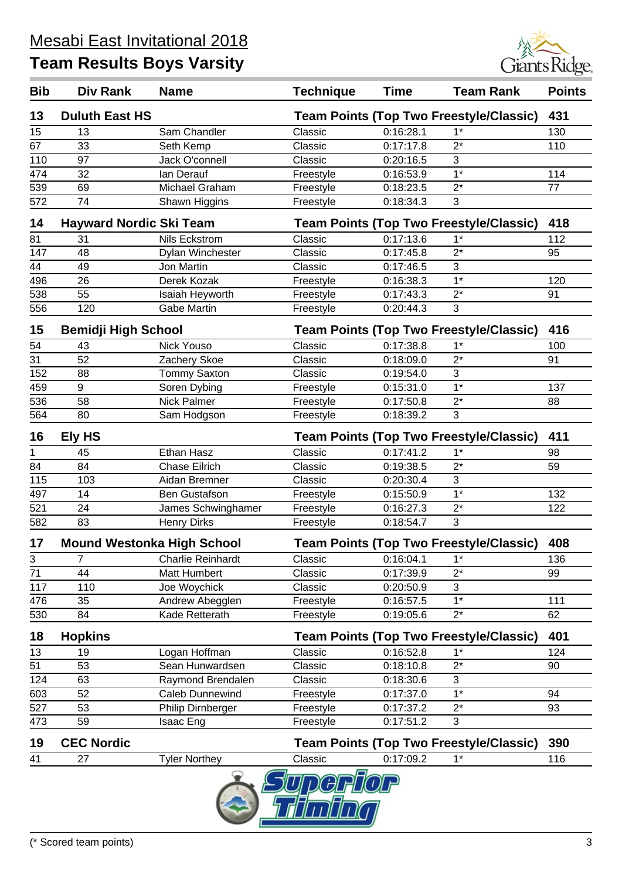# Mesabi East Invitational 2018

## Team Results Boys Varsity

| Bib | Div Rank | Name | Technique | Time | Team Rank | Points |
|---|---|---|---|---|---|---|
| **13** | **Duluth East HS** | | **Team Points (Top Two Freestyle/Classic)** | | | **431** |
| 15 | 13 | Sam Chandler | Classic | 0:16:28.1 | 1* | 130 |
| 67 | 33 | Seth Kemp | Classic | 0:17:17.8 | 2* | 110 |
| 110 | 97 | Jack O'connell | Classic | 0:20:16.5 | 3 | |
| 474 | 32 | Ian Derauf | Freestyle | 0:16:53.9 | 1* | 114 |
| 539 | 69 | Michael Graham | Freestyle | 0:18:23.5 | 2* | 77 |
| 572 | 74 | Shawn Higgins | Freestyle | 0:18:34.3 | 3 | |
| **14** | **Hayward Nordic Ski Team** | | **Team Points (Top Two Freestyle/Classic)** | | | **418** |
| 81 | 31 | Nils Eckstrom | Classic | 0:17:13.6 | 1* | 112 |
| 147 | 48 | Dylan Winchester | Classic | 0:17:45.8 | 2* | 95 |
| 44 | 49 | Jon Martin | Classic | 0:17:46.5 | 3 | |
| 496 | 26 | Derek Kozak | Freestyle | 0:16:38.3 | 1* | 120 |
| 538 | 55 | Isaiah Heyworth | Freestyle | 0:17:43.3 | 2* | 91 |
| 556 | 120 | Gabe Martin | Freestyle | 0:20:44.3 | 3 | |
| **15** | **Bemidji High School** | | **Team Points (Top Two Freestyle/Classic)** | | | **416** |
| 54 | 43 | Nick Youso | Classic | 0:17:38.8 | 1* | 100 |
| 31 | 52 | Zachery Skoe | Classic | 0:18:09.0 | 2* | 91 |
| 152 | 88 | Tommy Saxton | Classic | 0:19:54.0 | 3 | |
| 459 | 9 | Soren Dybing | Freestyle | 0:15:31.0 | 1* | 137 |
| 536 | 58 | Nick Palmer | Freestyle | 0:17:50.8 | 2* | 88 |
| 564 | 80 | Sam Hodgson | Freestyle | 0:18:39.2 | 3 | |
| **16** | **Ely HS** | | **Team Points (Top Two Freestyle/Classic)** | | | **411** |
| 1 | 45 | Ethan Hasz | Classic | 0:17:41.2 | 1* | 98 |
| 84 | 84 | Chase Eilrich | Classic | 0:19:38.5 | 2* | 59 |
| 115 | 103 | Aidan Bremner | Classic | 0:20:30.4 | 3 | |
| 497 | 14 | Ben Gustafson | Freestyle | 0:15:50.9 | 1* | 132 |
| 521 | 24 | James Schwinghamer | Freestyle | 0:16:27.3 | 2* | 122 |
| 582 | 83 | Henry Dirks | Freestyle | 0:18:54.7 | 3 | |
| **17** | **Mound Westonka High School** | | **Team Points (Top Two Freestyle/Classic)** | | | **408** |
| 3 | 7 | Charlie Reinhardt | Classic | 0:16:04.1 | 1* | 136 |
| 71 | 44 | Matt Humbert | Classic | 0:17:39.9 | 2* | 99 |
| 117 | 110 | Joe Woychick | Classic | 0:20:50.9 | 3 | |
| 476 | 35 | Andrew Abegglen | Freestyle | 0:16:57.5 | 1* | 111 |
| 530 | 84 | Kade Retterath | Freestyle | 0:19:05.6 | 2* | 62 |
| **18** | **Hopkins** | | **Team Points (Top Two Freestyle/Classic)** | | | **401** |
| 13 | 19 | Logan Hoffman | Classic | 0:16:52.8 | 1* | 124 |
| 51 | 53 | Sean Hunwardsen | Classic | 0:18:10.8 | 2* | 90 |
| 124 | 63 | Raymond Brendalen | Classic | 0:18:30.6 | 3 | |
| 603 | 52 | Caleb Dunnewind | Freestyle | 0:17:37.0 | 1* | 94 |
| 527 | 53 | Philip Dirnberger | Freestyle | 0:17:37.2 | 2* | 93 |
| 473 | 59 | Isaac Eng | Freestyle | 0:17:51.2 | 3 | |
| **19** | **CEC Nordic** | | **Team Points (Top Two Freestyle/Classic)** | | | **390** |
| 41 | 27 | Tyler Northey | Classic | 0:17:09.2 | 1* | 116 |

(* Scored team points)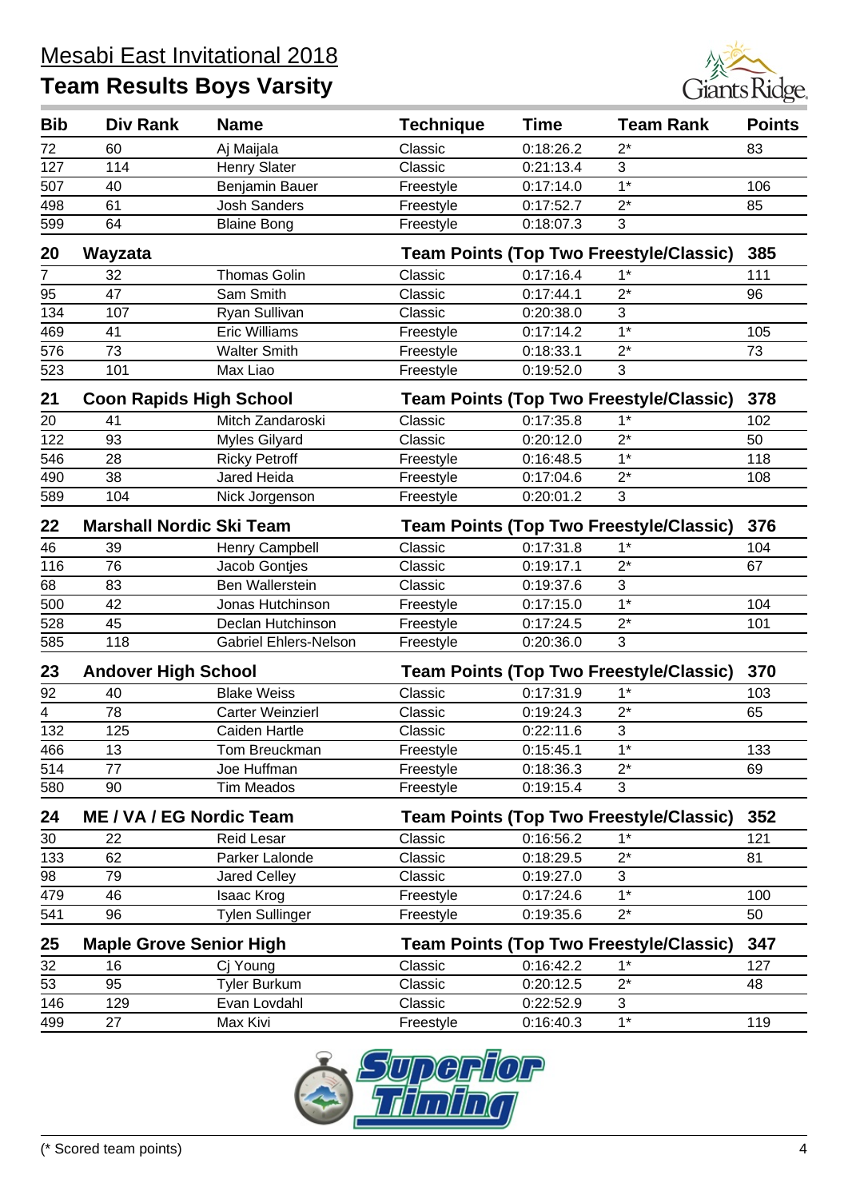# Mesabi East Invitational 2018

## Team Results Boys Varsity

| Bib | Div Rank | Name | Technique | Time | Team Rank | Points |
|---|---|---|---|---|---|---|
| 72 | 60 | Aj Maijala | Classic | 0:18:26.2 | 2* | 83 |
| 127 | 114 | Henry Slater | Classic | 0:21:13.4 | 3 | |
| 507 | 40 | Benjamin Bauer | Freestyle | 0:17:14.0 | 1* | 106 |
| 498 | 61 | Josh Sanders | Freestyle | 0:17:52.7 | 2* | 85 |
| 599 | 64 | Blaine Bong | Freestyle | 0:18:07.3 | 3 | |
| **20** | **Wayzata** | | **Team Points (Top Two Freestyle/Classic)** | | | **385** |
| 7 | 32 | Thomas Golin | Classic | 0:17:16.4 | 1* | 111 |
| 95 | 47 | Sam Smith | Classic | 0:17:44.1 | 2* | 96 |
| 134 | 107 | Ryan Sullivan | Classic | 0:20:38.0 | 3 | |
| 469 | 41 | Eric Williams | Freestyle | 0:17:14.2 | 1* | 105 |
| 576 | 73 | Walter Smith | Freestyle | 0:18:33.1 | 2* | 73 |
| 523 | 101 | Max Liao | Freestyle | 0:19:52.0 | 3 | |
| **21** | **Coon Rapids High School** | | **Team Points (Top Two Freestyle/Classic)** | | | **378** |
| 20 | 41 | Mitch Zandaroski | Classic | 0:17:35.8 | 1* | 102 |
| 122 | 93 | Myles Gilyard | Classic | 0:20:12.0 | 2* | 50 |
| 546 | 28 | Ricky Petroff | Freestyle | 0:16:48.5 | 1* | 118 |
| 490 | 38 | Jared Heida | Freestyle | 0:17:04.6 | 2* | 108 |
| 589 | 104 | Nick Jorgenson | Freestyle | 0:20:01.2 | 3 | |
| **22** | **Marshall Nordic Ski Team** | | **Team Points (Top Two Freestyle/Classic)** | | | **376** |
| 46 | 39 | Henry Campbell | Classic | 0:17:31.8 | 1* | 104 |
| 116 | 76 | Jacob Gontjes | Classic | 0:19:17.1 | 2* | 67 |
| 68 | 83 | Ben Wallerstein | Classic | 0:19:37.6 | 3 | |
| 500 | 42 | Jonas Hutchinson | Freestyle | 0:17:15.0 | 1* | 104 |
| 528 | 45 | Declan Hutchinson | Freestyle | 0:17:24.5 | 2* | 101 |
| 585 | 118 | Gabriel Ehlers-Nelson | Freestyle | 0:20:36.0 | 3 | |
| **23** | **Andover High School** | | **Team Points (Top Two Freestyle/Classic)** | | | **370** |
| 92 | 40 | Blake Weiss | Classic | 0:17:31.9 | 1* | 103 |
| 4 | 78 | Carter Weinzierl | Classic | 0:19:24.3 | 2* | 65 |
| 132 | 125 | Caiden Hartle | Classic | 0:22:11.6 | 3 | |
| 466 | 13 | Tom Breuckman | Freestyle | 0:15:45.1 | 1* | 133 |
| 514 | 77 | Joe Huffman | Freestyle | 0:18:36.3 | 2* | 69 |
| 580 | 90 | Tim Meados | Freestyle | 0:19:15.4 | 3 | |
| **24** | **ME / VA / EG Nordic Team** | | **Team Points (Top Two Freestyle/Classic)** | | | **352** |
| 30 | 22 | Reid Lesar | Classic | 0:16:56.2 | 1* | 121 |
| 133 | 62 | Parker Lalonde | Classic | 0:18:29.5 | 2* | 81 |
| 98 | 79 | Jared Celley | Classic | 0:19:27.0 | 3 | |
| 479 | 46 | Isaac Krog | Freestyle | 0:17:24.6 | 1* | 100 |
| 541 | 96 | Tylen Sullinger | Freestyle | 0:19:35.6 | 2* | 50 |
| **25** | **Maple Grove Senior High** | | **Team Points (Top Two Freestyle/Classic)** | | | **347** |
| 32 | 16 | Cj Young | Classic | 0:16:42.2 | 1* | 127 |
| 53 | 95 | Tyler Burkum | Classic | 0:20:12.5 | 2* | 48 |
| 146 | 129 | Evan Lovdahl | Classic | 0:22:52.9 | 3 | |
| 499 | 27 | Max Kivi | Freestyle | 0:16:40.3 | 1* | 119 |

(* Scored team points)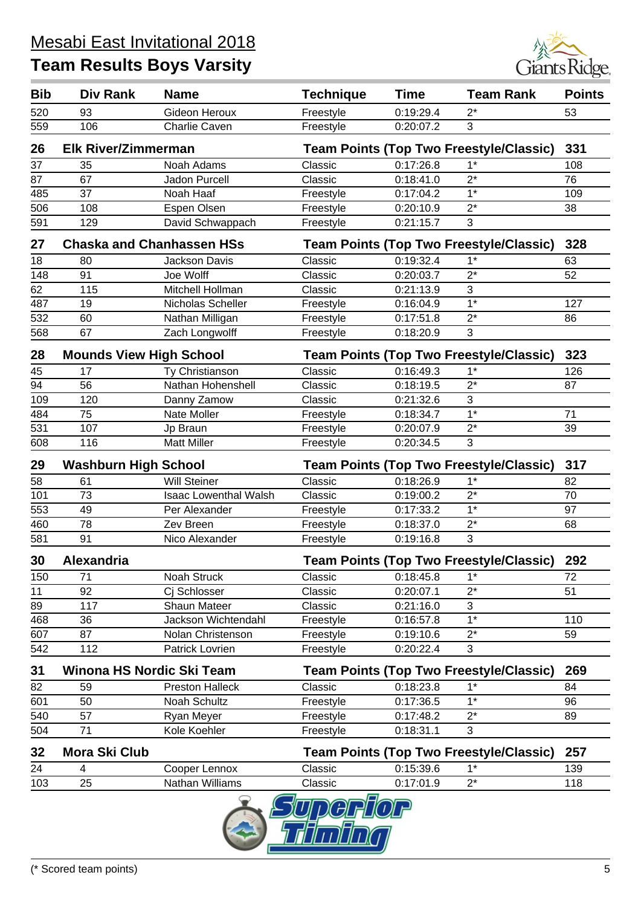# Mesabi East Invitational 2018

## Team Results Boys Varsity

| Bib | Div Rank | Name | Technique | Time | Team Rank | Points |
|---|---|---|---|---|---|---|
| 520 | 93 | Gideon Heroux | Freestyle | 0:19:29.4 | 2* | 53 |
| 559 | 106 | Charlie Caven | Freestyle | 0:20:07.2 | 3 | |
| **26** | **Elk River/Zimmerman** | | **Team Points (Top Two Freestyle/Classic)** | | | **331** |
| 37 | 35 | Noah Adams | Classic | 0:17:26.8 | 1* | 108 |
| 87 | 67 | Jadon Purcell | Classic | 0:18:41.0 | 2* | 76 |
| 485 | 37 | Noah Haaf | Freestyle | 0:17:04.2 | 1* | 109 |
| 506 | 108 | Espen Olsen | Freestyle | 0:20:10.9 | 2* | 38 |
| 591 | 129 | David Schwappach | Freestyle | 0:21:15.7 | 3 | |
| **27** | **Chaska and Chanhassen HSs** | | **Team Points (Top Two Freestyle/Classic)** | | | **328** |
| 18 | 80 | Jackson Davis | Classic | 0:19:32.4 | 1* | 63 |
| 148 | 91 | Joe Wolff | Classic | 0:20:03.7 | 2* | 52 |
| 62 | 115 | Mitchell Hollman | Classic | 0:21:13.9 | 3 | |
| 487 | 19 | Nicholas Scheller | Freestyle | 0:16:04.9 | 1* | 127 |
| 532 | 60 | Nathan Milligan | Freestyle | 0:17:51.8 | 2* | 86 |
| 568 | 67 | Zach Longwolff | Freestyle | 0:18:20.9 | 3 | |
| **28** | **Mounds View High School** | | **Team Points (Top Two Freestyle/Classic)** | | | **323** |
| 45 | 17 | Ty Christianson | Classic | 0:16:49.3 | 1* | 126 |
| 94 | 56 | Nathan Hohenshell | Classic | 0:18:19.5 | 2* | 87 |
| 109 | 120 | Danny Zamow | Classic | 0:21:32.6 | 3 | |
| 484 | 75 | Nate Moller | Freestyle | 0:18:34.7 | 1* | 71 |
| 531 | 107 | Jp Braun | Freestyle | 0:20:07.9 | 2* | 39 |
| 608 | 116 | Matt Miller | Freestyle | 0:20:34.5 | 3 | |
| **29** | **Washburn High School** | | **Team Points (Top Two Freestyle/Classic)** | | | **317** |
| 58 | 61 | Will Steiner | Classic | 0:18:26.9 | 1* | 82 |
| 101 | 73 | Isaac Lowenthal Walsh | Classic | 0:19:00.2 | 2* | 70 |
| 553 | 49 | Per Alexander | Freestyle | 0:17:33.2 | 1* | 97 |
| 460 | 78 | Zev Breen | Freestyle | 0:18:37.0 | 2* | 68 |
| 581 | 91 | Nico Alexander | Freestyle | 0:19:16.8 | 3 | |
| **30** | **Alexandria** | | **Team Points (Top Two Freestyle/Classic)** | | | **292** |
| 150 | 71 | Noah Struck | Classic | 0:18:45.8 | 1* | 72 |
| 11 | 92 | Cj Schlosser | Classic | 0:20:07.1 | 2* | 51 |
| 89 | 117 | Shaun Mateer | Classic | 0:21:16.0 | 3 | |
| 468 | 36 | Jackson Wichtendahl | Freestyle | 0:16:57.8 | 1* | 110 |
| 607 | 87 | Nolan Christenson | Freestyle | 0:19:10.6 | 2* | 59 |
| 542 | 112 | Patrick Lovrien | Freestyle | 0:20:22.4 | 3 | |
| **31** | **Winona HS Nordic Ski Team** | | **Team Points (Top Two Freestyle/Classic)** | | | **269** |
| 82 | 59 | Preston Halleck | Classic | 0:18:23.8 | 1* | 84 |
| 601 | 50 | Noah Schultz | Freestyle | 0:17:36.5 | 1* | 96 |
| 540 | 57 | Ryan Meyer | Freestyle | 0:17:48.2 | 2* | 89 |
| 504 | 71 | Kole Koehler | Freestyle | 0:18:31.1 | 3 | |
| **32** | **Mora Ski Club** | | **Team Points (Top Two Freestyle/Classic)** | | | **257** |
| 24 | 4 | Cooper Lennox | Classic | 0:15:39.6 | 1* | 139 |
| 103 | 25 | Nathan Williams | Classic | 0:17:01.9 | 2* | 118 |

(* Scored team points)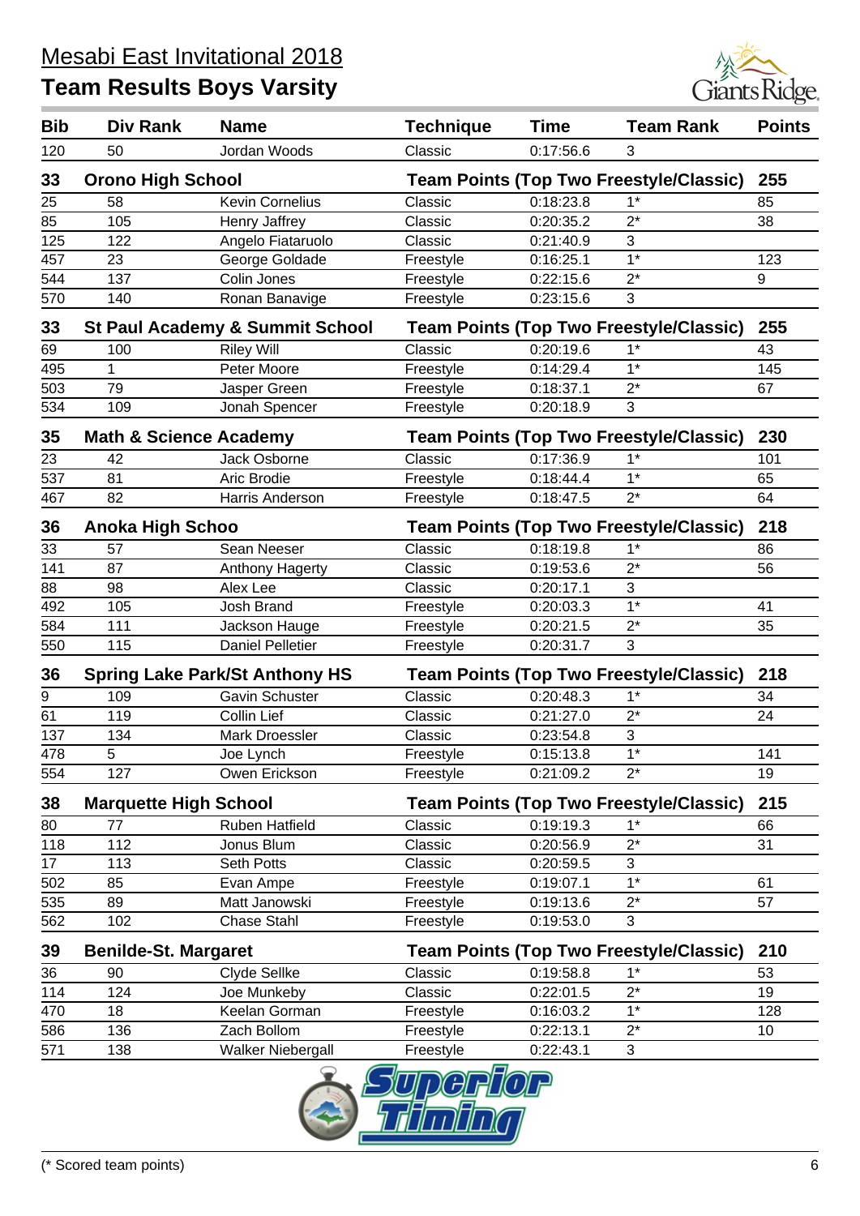# Mesabi East Invitational 2018

## Team Results Boys Varsity

| Bib | Div Rank | Name | Technique | Time | Team Rank | Points |
|---|---|---|---|---|---|---|
| 120 | 50 | Jordan Woods | Classic | 0:17:56.6 | 3 | |
| **33** | **Orono High School** | | **Team Points (Top Two Freestyle/Classic)** | | | **255** |
| 25 | 58 | Kevin Cornelius | Classic | 0:18:23.8 | 1* | 85 |
| 85 | 105 | Henry Jaffrey | Classic | 0:20:35.2 | 2* | 38 |
| 125 | 122 | Angelo Fiataruolo | Classic | 0:21:40.9 | 3 | |
| 457 | 23 | George Goldade | Freestyle | 0:16:25.1 | 1* | 123 |
| 544 | 137 | Colin Jones | Freestyle | 0:22:15.6 | 2* | 9 |
| 570 | 140 | Ronan Banavige | Freestyle | 0:23:15.6 | 3 | |
| **33** | **St Paul Academy & Summit School** | | **Team Points (Top Two Freestyle/Classic)** | | | **255** |
| 69 | 100 | Riley Will | Classic | 0:20:19.6 | 1* | 43 |
| 495 | 1 | Peter Moore | Freestyle | 0:14:29.4 | 1* | 145 |
| 503 | 79 | Jasper Green | Freestyle | 0:18:37.1 | 2* | 67 |
| 534 | 109 | Jonah Spencer | Freestyle | 0:20:18.9 | 3 | |
| **35** | **Math & Science Academy** | | **Team Points (Top Two Freestyle/Classic)** | | | **230** |
| 23 | 42 | Jack Osborne | Classic | 0:17:36.9 | 1* | 101 |
| 537 | 81 | Aric Brodie | Freestyle | 0:18:44.4 | 1* | 65 |
| 467 | 82 | Harris Anderson | Freestyle | 0:18:47.5 | 2* | 64 |
| **36** | **Anoka High Schoo** | | **Team Points (Top Two Freestyle/Classic)** | | | **218** |
| 33 | 57 | Sean Neeser | Classic | 0:18:19.8 | 1* | 86 |
| 141 | 87 | Anthony Hagerty | Classic | 0:19:53.6 | 2* | 56 |
| 88 | 98 | Alex Lee | Classic | 0:20:17.1 | 3 | |
| 492 | 105 | Josh Brand | Freestyle | 0:20:03.3 | 1* | 41 |
| 584 | 111 | Jackson Hauge | Freestyle | 0:20:21.5 | 2* | 35 |
| 550 | 115 | Daniel Pelletier | Freestyle | 0:20:31.7 | 3 | |
| **36** | **Spring Lake Park/St Anthony HS** | | **Team Points (Top Two Freestyle/Classic)** | | | **218** |
| 9 | 109 | Gavin Schuster | Classic | 0:20:48.3 | 1* | 34 |
| 61 | 119 | Collin Lief | Classic | 0:21:27.0 | 2* | 24 |
| 137 | 134 | Mark Droessler | Classic | 0:23:54.8 | 3 | |
| 478 | 5 | Joe Lynch | Freestyle | 0:15:13.8 | 1* | 141 |
| 554 | 127 | Owen Erickson | Freestyle | 0:21:09.2 | 2* | 19 |
| **38** | **Marquette High School** | | **Team Points (Top Two Freestyle/Classic)** | | | **215** |
| 80 | 77 | Ruben Hatfield | Classic | 0:19:19.3 | 1* | 66 |
| 118 | 112 | Jonus Blum | Classic | 0:20:56.9 | 2* | 31 |
| 17 | 113 | Seth Potts | Classic | 0:20:59.5 | 3 | |
| 502 | 85 | Evan Ampe | Freestyle | 0:19:07.1 | 1* | 61 |
| 535 | 89 | Matt Janowski | Freestyle | 0:19:13.6 | 2* | 57 |
| 562 | 102 | Chase Stahl | Freestyle | 0:19:53.0 | 3 | |
| **39** | **Benilde-St. Margaret** | | **Team Points (Top Two Freestyle/Classic)** | | | **210** |
| 36 | 90 | Clyde Sellke | Classic | 0:19:58.8 | 1* | 53 |
| 114 | 124 | Joe Munkeby | Classic | 0:22:01.5 | 2* | 19 |
| 470 | 18 | Keelan Gorman | Freestyle | 0:16:03.2 | 1* | 128 |
| 586 | 136 | Zach Bollom | Freestyle | 0:22:13.1 | 2* | 10 |
| 571 | 138 | Walker Niebergall | Freestyle | 0:22:43.1 | 3 | |

(* Scored team points)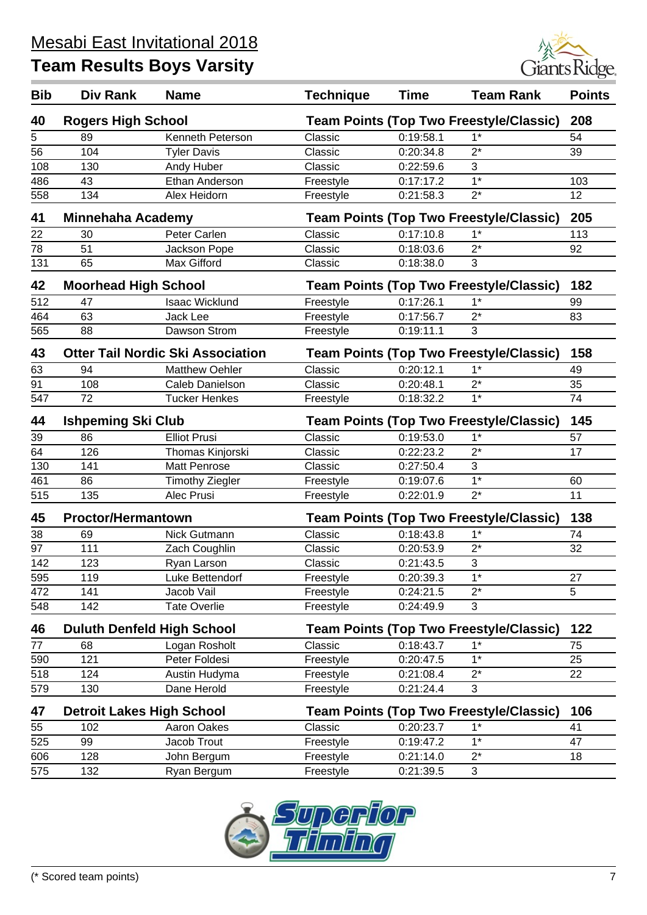# Mesabi East Invitational 2018

## Team Results Boys Varsity

| Bib | Div Rank | Name | Technique | Time | Team Rank | Points |
|---|---|---|---|---|---|---|
| **40** | **Rogers High School** | | **Team Points (Top Two Freestyle/Classic)** | | | **208** |
| 5 | 89 | Kenneth Peterson | Classic | 0:19:58.1 | 1* | 54 |
| 56 | 104 | Tyler Davis | Classic | 0:20:34.8 | 2* | 39 |
| 108 | 130 | Andy Huber | Classic | 0:22:59.6 | 3 | |
| 486 | 43 | Ethan Anderson | Freestyle | 0:17:17.2 | 1* | 103 |
| 558 | 134 | Alex Heidorn | Freestyle | 0:21:58.3 | 2* | 12 |
| **41** | **Minnehaha Academy** | | **Team Points (Top Two Freestyle/Classic)** | | | **205** |
| 22 | 30 | Peter Carlen | Classic | 0:17:10.8 | 1* | 113 |
| 78 | 51 | Jackson Pope | Classic | 0:18:03.6 | 2* | 92 |
| 131 | 65 | Max Gifford | Classic | 0:18:38.0 | 3 | |
| **42** | **Moorhead High School** | | **Team Points (Top Two Freestyle/Classic)** | | | **182** |
| 512 | 47 | Isaac Wicklund | Freestyle | 0:17:26.1 | 1* | 99 |
| 464 | 63 | Jack Lee | Freestyle | 0:17:56.7 | 2* | 83 |
| 565 | 88 | Dawson Strom | Freestyle | 0:19:11.1 | 3 | |
| **43** | **Otter Tail Nordic Ski Association** | | **Team Points (Top Two Freestyle/Classic)** | | | **158** |
| 63 | 94 | Matthew Oehler | Classic | 0:20:12.1 | 1* | 49 |
| 91 | 108 | Caleb Danielson | Classic | 0:20:48.1 | 2* | 35 |
| 547 | 72 | Tucker Henkes | Freestyle | 0:18:32.2 | 1* | 74 |
| **44** | **Ishpeming Ski Club** | | **Team Points (Top Two Freestyle/Classic)** | | | **145** |
| 39 | 86 | Elliot Prusi | Classic | 0:19:53.0 | 1* | 57 |
| 64 | 126 | Thomas Kinjorski | Classic | 0:22:23.2 | 2* | 17 |
| 130 | 141 | Matt Penrose | Classic | 0:27:50.4 | 3 | |
| 461 | 86 | Timothy Ziegler | Freestyle | 0:19:07.6 | 1* | 60 |
| 515 | 135 | Alec Prusi | Freestyle | 0:22:01.9 | 2* | 11 |
| **45** | **Proctor/Hermantown** | | **Team Points (Top Two Freestyle/Classic)** | | | **138** |
| 38 | 69 | Nick Gutmann | Classic | 0:18:43.8 | 1* | 74 |
| 97 | 111 | Zach Coughlin | Classic | 0:20:53.9 | 2* | 32 |
| 142 | 123 | Ryan Larson | Classic | 0:21:43.5 | 3 | |
| 595 | 119 | Luke Bettendorf | Freestyle | 0:20:39.3 | 1* | 27 |
| 472 | 141 | Jacob Vail | Freestyle | 0:24:21.5 | 2* | 5 |
| 548 | 142 | Tate Overlie | Freestyle | 0:24:49.9 | 3 | |
| **46** | **Duluth Denfeld High School** | | **Team Points (Top Two Freestyle/Classic)** | | | **122** |
| 77 | 68 | Logan Rosholt | Classic | 0:18:43.7 | 1* | 75 |
| 590 | 121 | Peter Foldesi | Freestyle | 0:20:47.5 | 1* | 25 |
| 518 | 124 | Austin Hudyma | Freestyle | 0:21:08.4 | 2* | 22 |
| 579 | 130 | Dane Herold | Freestyle | 0:21:24.4 | 3 | |
| **47** | **Detroit Lakes High School** | | **Team Points (Top Two Freestyle/Classic)** | | | **106** |
| 55 | 102 | Aaron Oakes | Classic | 0:20:23.7 | 1* | 41 |
| 525 | 99 | Jacob Trout | Freestyle | 0:19:47.2 | 1* | 47 |
| 606 | 128 | John Bergum | Freestyle | 0:21:14.0 | 2* | 18 |
| 575 | 132 | Ryan Bergum | Freestyle | 0:21:39.5 | 3 | |

(* Scored team points)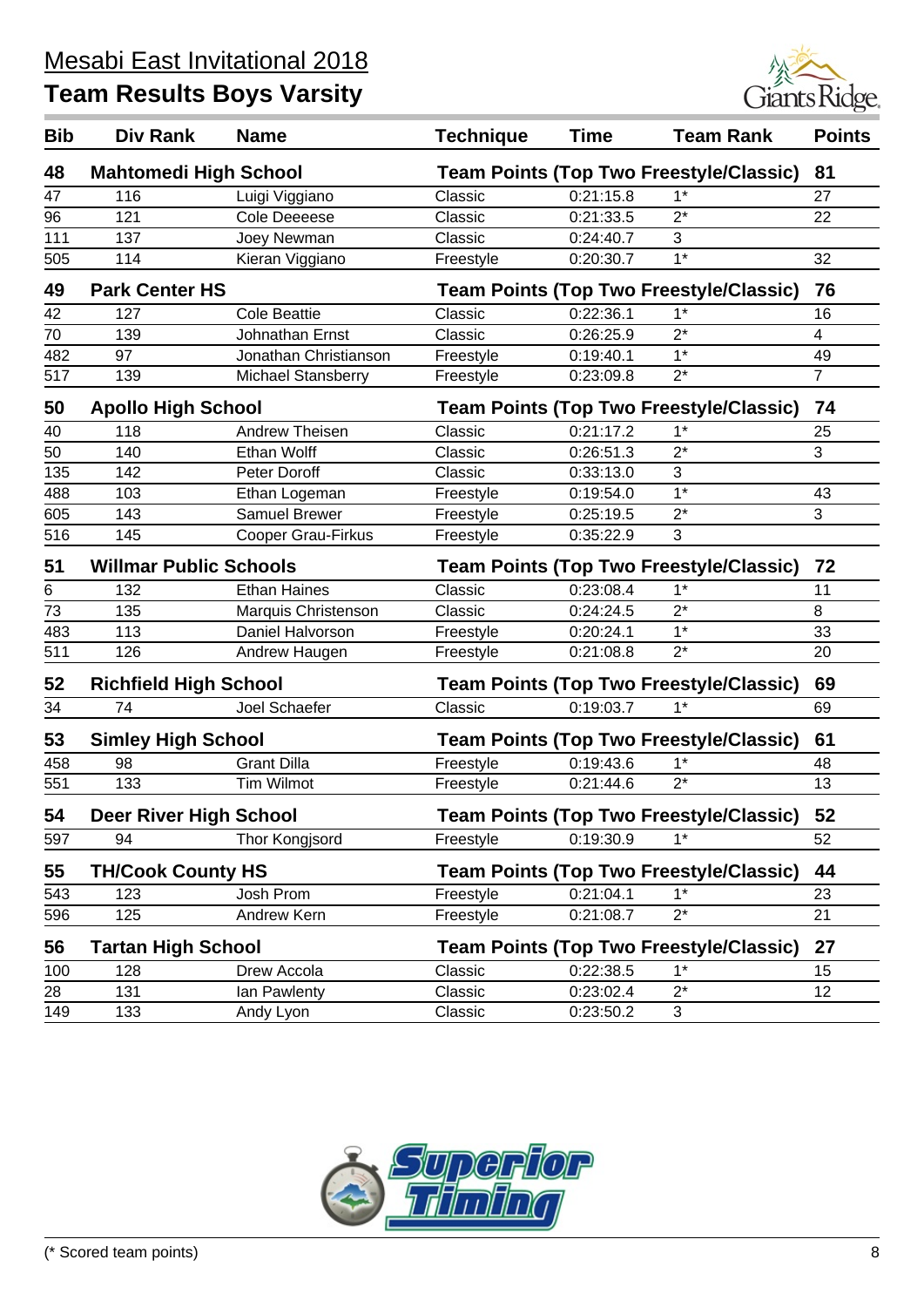# Mesabi East Invitational 2018

## Team Results Boys Varsity

| Bib | Div Rank | Name | Technique | Time | Team Rank | Points |
|---|---|---|---|---|---|---|
| **48** | **Mahtomedi High School** | | **Team Points (Top Two Freestyle/Classic)** | | | **81** |
| 47 | 116 | Luigi Viggiano | Classic | 0:21:15.8 | 1* | 27 |
| 96 | 121 | Cole Deeeese | Classic | 0:21:33.5 | 2* | 22 |
| 111 | 137 | Joey Newman | Classic | 0:24:40.7 | 3 | |
| 505 | 114 | Kieran Viggiano | Freestyle | 0:20:30.7 | 1* | 32 |
| **49** | **Park Center HS** | | **Team Points (Top Two Freestyle/Classic)** | | | **76** |
| 42 | 127 | Cole Beattie | Classic | 0:22:36.1 | 1* | 16 |
| 70 | 139 | Johnathan Ernst | Classic | 0:26:25.9 | 2* | 4 |
| 482 | 97 | Jonathan Christianson | Freestyle | 0:19:40.1 | 1* | 49 |
| 517 | 139 | Michael Stansberry | Freestyle | 0:23:09.8 | 2* | 7 |
| **50** | **Apollo High School** | | **Team Points (Top Two Freestyle/Classic)** | | | **74** |
| 40 | 118 | Andrew Theisen | Classic | 0:21:17.2 | 1* | 25 |
| 50 | 140 | Ethan Wolff | Classic | 0:26:51.3 | 2* | 3 |
| 135 | 142 | Peter Doroff | Classic | 0:33:13.0 | 3 | |
| 488 | 103 | Ethan Logeman | Freestyle | 0:19:54.0 | 1* | 43 |
| 605 | 143 | Samuel Brewer | Freestyle | 0:25:19.5 | 2* | 3 |
| 516 | 145 | Cooper Grau-Firkus | Freestyle | 0:35:22.9 | 3 | |
| **51** | **Willmar Public Schools** | | **Team Points (Top Two Freestyle/Classic)** | | | **72** |
| 6 | 132 | Ethan Haines | Classic | 0:23:08.4 | 1* | 11 |
| 73 | 135 | Marquis Christenson | Classic | 0:24:24.5 | 2* | 8 |
| 483 | 113 | Daniel Halvorson | Freestyle | 0:20:24.1 | 1* | 33 |
| 511 | 126 | Andrew Haugen | Freestyle | 0:21:08.8 | 2* | 20 |
| **52** | **Richfield High School** | | **Team Points (Top Two Freestyle/Classic)** | | | **69** |
| 34 | 74 | Joel Schaefer | Classic | 0:19:03.7 | 1* | 69 |
| **53** | **Simley High School** | | **Team Points (Top Two Freestyle/Classic)** | | | **61** |
| 458 | 98 | Grant Dilla | Freestyle | 0:19:43.6 | 1* | 48 |
| 551 | 133 | Tim Wilmot | Freestyle | 0:21:44.6 | 2* | 13 |
| **54** | **Deer River High School** | | **Team Points (Top Two Freestyle/Classic)** | | | **52** |
| 597 | 94 | Thor Kongjsord | Freestyle | 0:19:30.9 | 1* | 52 |
| **55** | **TH/Cook County HS** | | **Team Points (Top Two Freestyle/Classic)** | | | **44** |
| 543 | 123 | Josh Prom | Freestyle | 0:21:04.1 | 1* | 23 |
| 596 | 125 | Andrew Kern | Freestyle | 0:21:08.7 | 2* | 21 |
| **56** | **Tartan High School** | | **Team Points (Top Two Freestyle/Classic)** | | | **27** |
| 100 | 128 | Drew Accola | Classic | 0:22:38.5 | 1* | 15 |
| 28 | 131 | Ian Pawlenty | Classic | 0:23:02.4 | 2* | 12 |
| 149 | 133 | Andy Lyon | Classic | 0:23:50.2 | 3 | |

(* Scored team points)